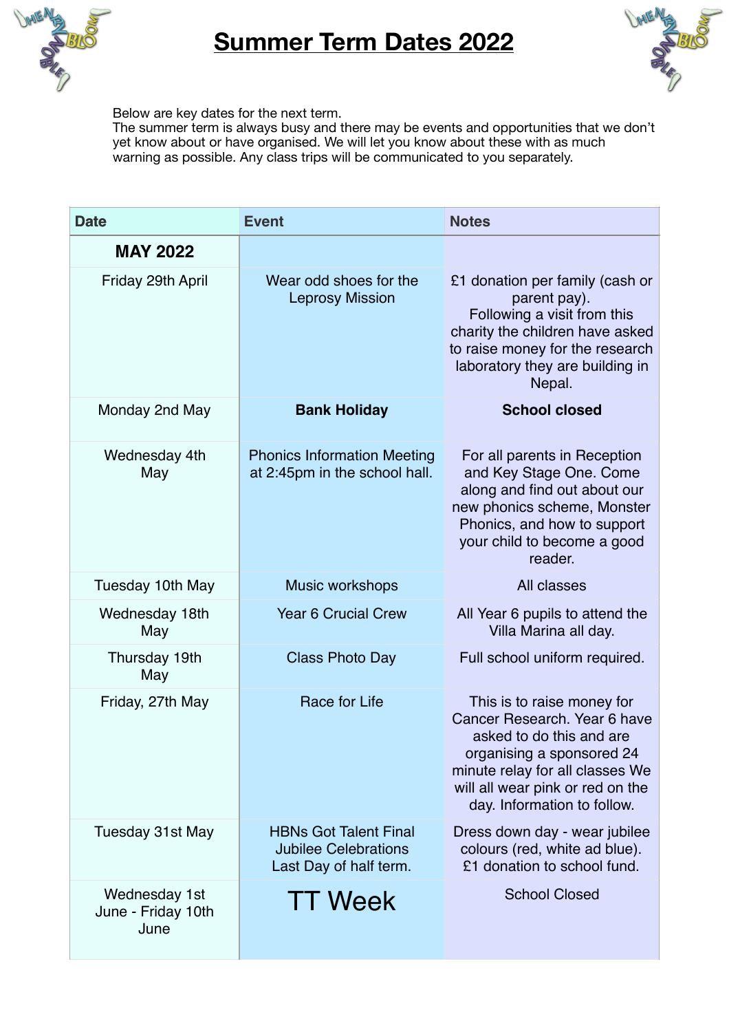# Summary Term Dates 2022

Below are key dates for the next term.
The summer term is always busy and there may be events and opportunities that we don't yet know about or have organised. We will let you know about these with as much warning as possible. Any class trips will be communicated to you separately.

| Date | Event | Notes |
|---|---|---|
| **MAY 2022** | | |
| Friday 29th April | Wear odd shoes for the Leprosy Mission | £1 donation per family (cash or parent pay). Following a visit from this charity the children have asked to raise money for the research laboratory they are building in Nepal. |
| Monday 2nd May | **Bank Holiday** | **School closed** |
| Wednesday 4th May | Phonics Information Meeting at 2:45pm in the school hall. | For all parents in Reception and Key Stage One. Come along and find out about our new phonics scheme, Monster Phonics, and how to support your child to become a good reader. |
| Tuesday 10th May | Music workshops | All classes |
| Wednesday 18th May | Year 6 Crucial Crew | All Year 6 pupils to attend the Villa Marina all day. |
| Thursday 19th May | Class Photo Day | Full school uniform required. |
| Friday, 27th May | Race for Life | This is to raise money for Cancer Research. Year 6 have asked to do this and are organising a sponsored 24 minute relay for all classes We will all wear pink or red on the day. Information to follow. |
| Tuesday 31st May | HBNs Got Talent Final<br>Jubilee Celebrations<br>Last Day of half term. | Dress down day - wear jubilee colours (red, white ad blue). £1 donation to school fund. |
| Wednesday 1st June - Friday 10th June | TT Week | School Closed |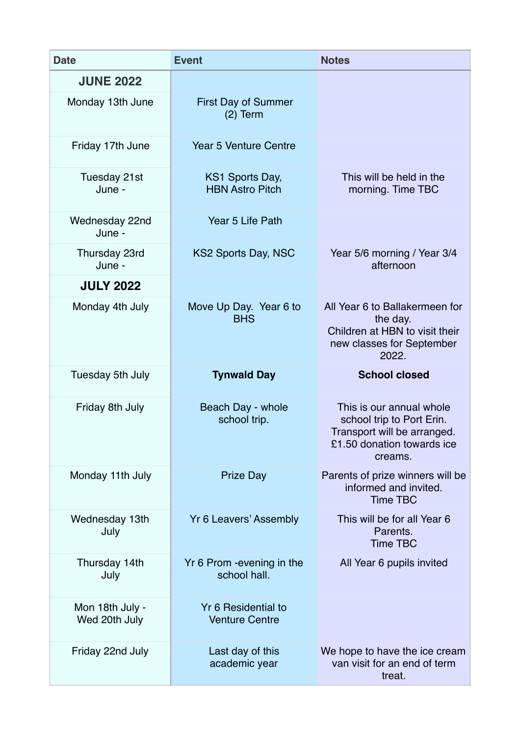| Date | Event | Notes |
|---|---|---|
| **JUNE 2022** | | |
| Monday 13th June | First Day of Summer (2) Term | |
| Friday 17th June | Year 5 Venture Centre | |
| Tuesday 21st June - | KS1 Sports Day, HBN Astro Pitch | This will be held in the morning. Time TBC |
| Wednesday 22nd June - | Year 5 Life Path | |
| Thursday 23rd June - | KS2 Sports Day, NSC | Year 5/6 morning / Year 3/4 afternoon |
| **JULY 2022** | | |
| Monday 4th July | Move Up Day. Year 6 to BHS | All Year 6 to Ballakermeen for the day.<br>Children at HBN to visit their new classes for September 2022. |
| Tuesday 5th July | **Tynwald Day** | **School closed** |
| Friday 8th July | Beach Day - whole school trip. | This is our annual whole school trip to Port Erin. Transport will be arranged. £1.50 donation towards ice creams. |
| Monday 11th July | Prize Day | Parents of prize winners will be informed and invited.<br>Time TBC |
| Wednesday 13th July | Yr 6 Leavers' Assembly | This will be for all Year 6 Parents.<br>Time TBC |
| Thursday 14th July | Yr 6 Prom -evening in the school hall. | All Year 6 pupils invited |
| Mon 18th July - Wed 20th July | Yr 6 Residential to Venture Centre | |
| Friday 22nd July | Last day of this academic year | We hope to have the ice cream van visit for an end of term treat. |